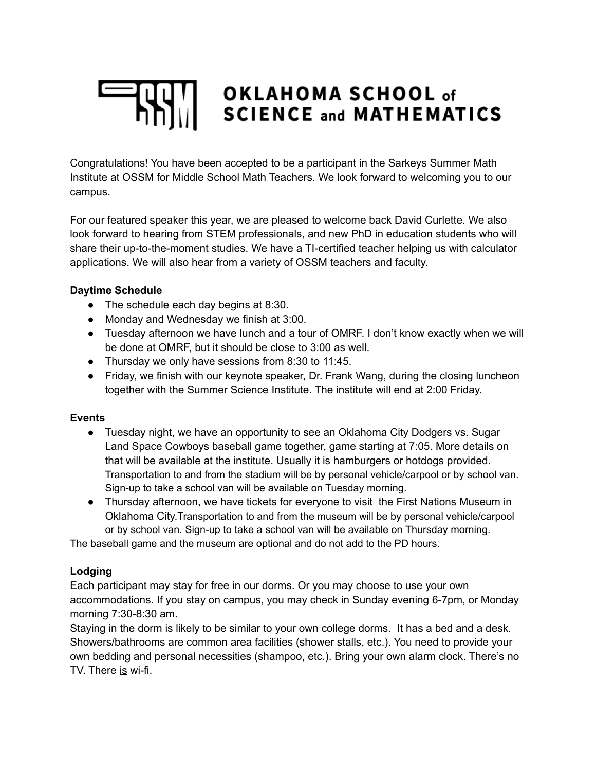# OKLAHOMA SCHOOL of SCIENCE and MATHEMATICS

Congratulations! You have been accepted to be a participant in the Sarkeys Summer Math Institute at OSSM for Middle School Math Teachers. We look forward to welcoming you to our campus.

For our featured speaker this year, we are pleased to welcome back David Curlette. We also look forward to hearing from STEM professionals, and new PhD in education students who will share their up-to-the-moment studies. We have a TI-certified teacher helping us with calculator applications. We will also hear from a variety of OSSM teachers and faculty.

**Daytime Schedule**

- The schedule each day begins at 8:30.
- Monday and Wednesday we finish at 3:00.
- Tuesday afternoon we have lunch and a tour of OMRF. I don't know exactly when we will be done at OMRF, but it should be close to 3:00 as well.
- Thursday we only have sessions from 8:30 to 11:45.
- Friday, we finish with our keynote speaker, Dr. Frank Wang, during the closing luncheon together with the Summer Science Institute. The institute will end at 2:00 Friday.

**Events**

- Tuesday night, we have an opportunity to see an Oklahoma City Dodgers vs. Sugar Land Space Cowboys baseball game together, game starting at 7:05. More details on that will be available at the institute. Usually it is hamburgers or hotdogs provided. Transportation to and from the stadium will be by personal vehicle/carpool or by school van. Sign-up to take a school van will be available on Tuesday morning.
- Thursday afternoon, we have tickets for everyone to visit the First Nations Museum in Oklahoma City.Transportation to and from the museum will be by personal vehicle/carpool or by school van. Sign-up to take a school van will be available on Thursday morning.

The baseball game and the museum are optional and do not add to the PD hours.

**Lodging**

Each participant may stay for free in our dorms. Or you may choose to use your own accommodations. If you stay on campus, you may check in Sunday evening 6-7pm, or Monday morning 7:30-8:30 am.

Staying in the dorm is likely to be similar to your own college dorms. It has a bed and a desk. Showers/bathrooms are common area facilities (shower stalls, etc.). You need to provide your own bedding and personal necessities (shampoo, etc.). Bring your own alarm clock. There's no TV. There <u>is</u> wi-fi.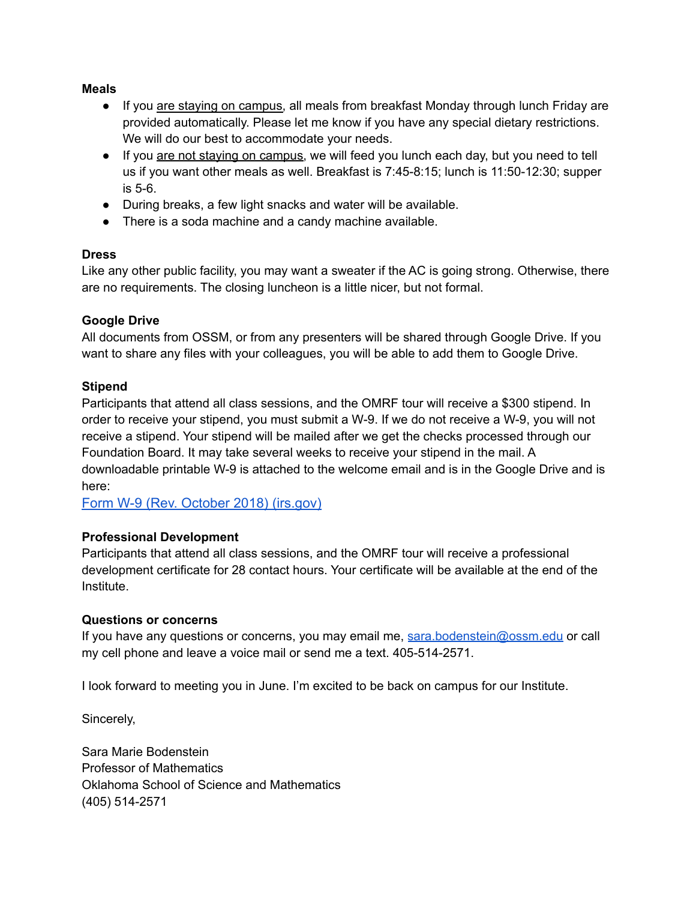**Meals**

- If you <u>are staying on campus</u>, all meals from breakfast Monday through lunch Friday are provided automatically. Please let me know if you have any special dietary restrictions. We will do our best to accommodate your needs.
- If you <u>are not staying on campus</u>, we will feed you lunch each day, but you need to tell us if you want other meals as well. Breakfast is 7:45-8:15; lunch is 11:50-12:30; supper is 5-6.
- During breaks, a few light snacks and water will be available.
- There is a soda machine and a candy machine available.

**Dress**

Like any other public facility, you may want a sweater if the AC is going strong. Otherwise, there are no requirements. The closing luncheon is a little nicer, but not formal.

**Google Drive**

All documents from OSSM, or from any presenters will be shared through Google Drive. If you want to share any files with your colleagues, you will be able to add them to Google Drive.

**Stipend**

Participants that attend all class sessions, and the OMRF tour will receive a $300 stipend. In order to receive your stipend, you must submit a W-9. If we do not receive a W-9, you will not receive a stipend. Your stipend will be mailed after we get the checks processed through our Foundation Board. It may take several weeks to receive your stipend in the mail. A downloadable printable W-9 is attached to the welcome email and is in the Google Drive and is here:

Form W-9 (Rev. October 2018) (irs.gov)

**Professional Development**

Participants that attend all class sessions, and the OMRF tour will receive a professional development certificate for 28 contact hours. Your certificate will be available at the end of the Institute.

**Questions or concerns**

If you have any questions or concerns, you may email me, sara.bodenstein@ossm.edu or call my cell phone and leave a voice mail or send me a text. 405-514-2571.

I look forward to meeting you in June. I'm excited to be back on campus for our Institute.

Sincerely,

Sara Marie Bodenstein
Professor of Mathematics
Oklahoma School of Science and Mathematics
(405) 514-2571